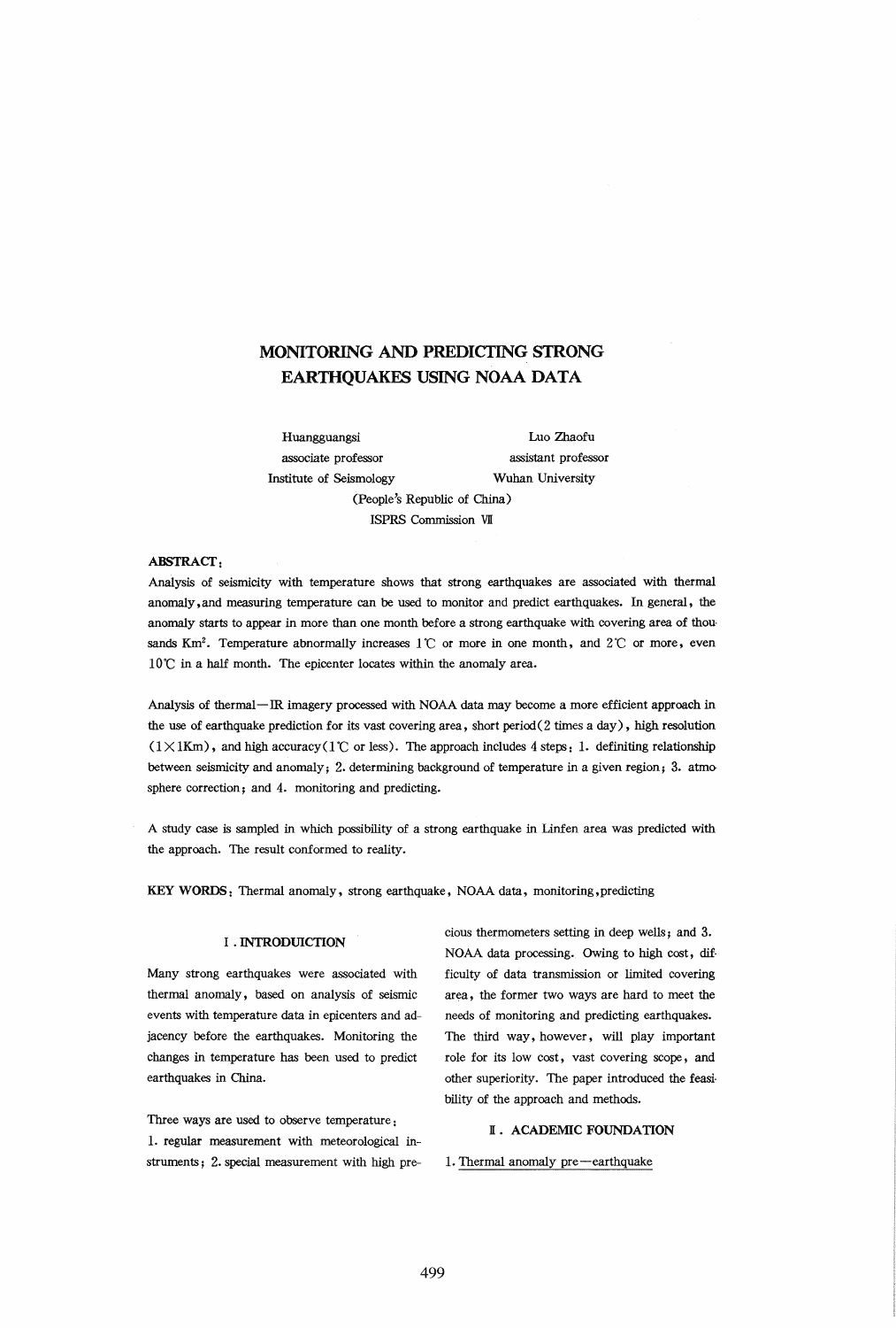# MONITORING AND PREDICTING STRONG EARTHQUAKES USING NOAA DATA

Huangguangsi  
associate professor  
Institute of Seismology

Luo Zhaofu  
assistant professor  
Wuhan University

(People's Republic of China)  
ISPRS Commission VII

**ABSTRACT:**

Analysis of seismicity with temperature shows that strong earthquakes are associated with thermal anomaly, and measuring temperature can be used to monitor and predict earthquakes. In general, the anomaly starts to appear in more than one month before a strong earthquake with covering area of thousands $Km^2$. Temperature abnormally increases 1℃ or more in one month, and 2℃ or more, even 10℃ in a half month. The epicenter locates within the anomaly area.

Analysis of thermal—IR imagery processed with NOAA data may become a more efficient approach in the use of earthquake prediction for its vast covering area, short period (2 times a day), high resolution ($1 \times 1Km$), and high accuracy (1℃ or less). The approach includes 4 steps: 1. definiting relationship between seismicity and anomaly; 2. determining background of temperature in a given region; 3. atmosphere correction; and 4. monitoring and predicting.

A study case is sampled in which possibility of a strong earthquake in Linfen area was predicted with the approach. The result conformed to reality.

**KEY WORDS:** Thermal anomaly, strong earthquake, NOAA data, monitoring, predicting

## I. INTRODUICTION

Many strong earthquakes were associated with thermal anomaly, based on analysis of seismic events with temperature data in epicenters and adjacency before the earthquakes. Monitoring the changes in temperature has been used to predict earthquakes in China.

Three ways are used to observe temperature:  
1. regular measurement with meteorological instruments; 2. special measurement with high precious thermometers setting in deep wells; and 3. NOAA data processing. Owing to high cost, difficulty of data transmission or limited covering area, the former two ways are hard to meet the needs of monitoring and predicting earthquakes. The third way, however, will play important role for its low cost, vast covering scope, and other superiority. The paper introduced the feasibility of the approach and methods.

## II. ACADEMIC FOUNDATION

1. Thermal anomaly pre—earthquake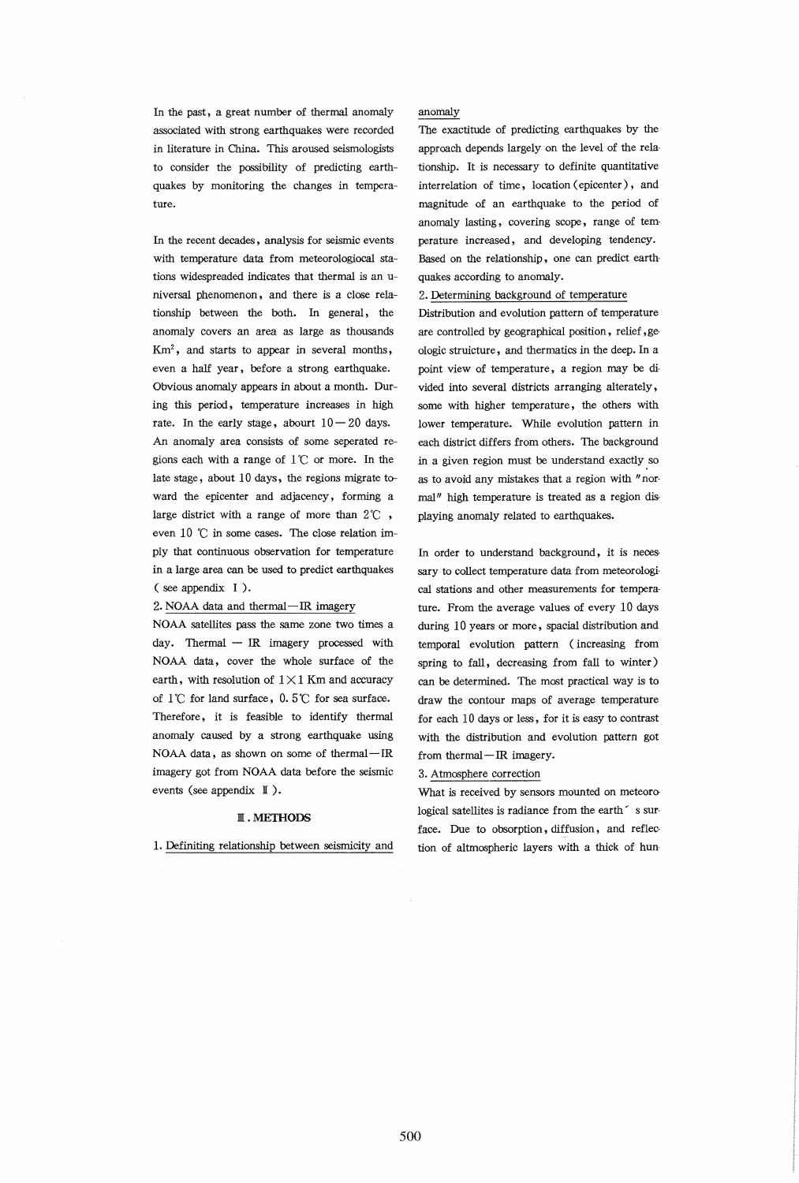In the past, a great number of thermal anomaly associated with strong earthquakes were recorded in literature in China. This aroused seismologists to consider the possibility of predicting earthquakes by monitoring the changes in temperature.

In the recent decades, analysis for seismic events with temperature data from meteorologiocal stations widespreaded indicates that thermal is an universal phenomenon, and there is a close relationship between the both. In general, the anomaly covers an area as large as thousands $Km^2$, and starts to appear in several months, even a half year, before a strong earthquake. Obvious anomaly appears in about a month. During this period, temperature increases in high rate. In the early stage, abourt 10—20 days. An anomaly area consists of some seperated regions each with a range of 1℃ or more. In the late stage, about 10 days, the regions migrate toward the epicenter and adjacency, forming a large district with a range of more than 2℃, even 10 ℃ in some cases. The close relation imply that continuous observation for temperature in a large area can be used to predict earthquakes (see appendix Ⅰ).

2. NOAA data and thermal—IR imagery

NOAA satellites pass the same zone two times a day. Thermal — IR imagery processed with NOAA data, cover the whole surface of the earth, with resolution of 1×1 Km and accuracy of 1℃ for land surface, 0.5℃ for sea surface. Therefore, it is feasible to identify thermal anomaly caused by a strong earthquake using NOAA data, as shown on some of thermal—IR imagery got from NOAA data before the seismic events (see appendix Ⅱ).

## Ⅲ. METHODS

1. Definiting relationship between seismicity and anomaly

The exactitude of predicting earthquakes by the approach depends largely on the level of the relationship. It is necessary to definite quantitative interrelation of time, location (epicenter), and magnitude of an earthquake to the period of anomaly lasting, covering scope, range of temperature increased, and developing tendency. Based on the relationship, one can predict earthquakes according to anomaly.

2. Determining background of temperature

Distribution and evolution pattern of temperature are controlled by geographical position, relief, geologic struicture, and thermatics in the deep. In a point view of temperature, a region may be divided into several districts arranging alterately, some with higher temperature, the others with lower temperature. While evolution pattern in each district differs from others. The background in a given region must be understand exactly so as to avoid any mistakes that a region with "normal" high temperature is treated as a region displaying anomaly related to earthquakes.

In order to understand background, it is necessary to collect temperature data from meteorological stations and other measurements for temperature. From the average values of every 10 days during 10 years or more, spacial distribution and temporal evolution pattern (increasing from spring to fall, decreasing from fall to winter) can be determined. The most practical way is to draw the contour maps of average temperature for each 10 days or less, for it is easy to contrast with the distribution and evolution pattern got from thermal—IR imagery.

3. Atmosphere correction

What is received by sensors mounted on meteorological satellites is radiance from the earth´s surface. Due to obsorption, diffusion, and reflection of altmospheric layers with a thick of hun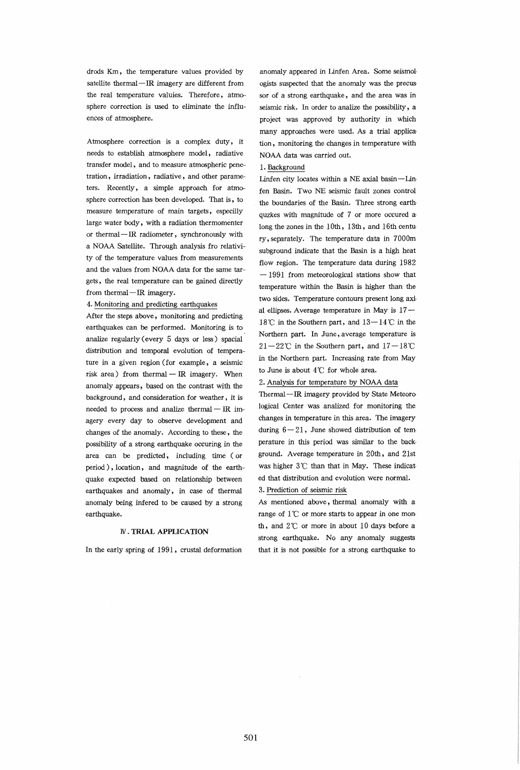drods Km, the temperature values provided by satellite thermal—IR imagery are different from the real temperature valuies. Therefore, atmosphere correction is used to eliminate the influences of atmosphere.

Atmosphere correction is a complex duty, it needs to establish atmosphere model, radiative transfer model, and to measure atmospheric penetration, irradiation, radiative, and other parameters. Recently, a simple approach for atmosphere correction has been developed. That is, to measure temperature of main targets, especilly large water body, with a radiation thermomenter or thermal—IR radiometer, synchronously with a NOAA Satellite. Through analysis fro relativity of the temperature values from measurements and the values from NOAA data for the same targets, the real temperature can be gained directly from thermal—IR imagery.

4. Monitoring and predicting earthquakes

After the steps above, monitoring and predicting earthquakes can be performed. Monitoring is to analize regularly (every 5 days or less) spacial distribution and temporal evolution of temperature in a given region (for example, a seismic risk area) from thermal—IR imagery. When anomaly appears, based on the contrast with the background, and consideration for weather, it is needed to process and analize thermal—IR imagery every day to observe development and changes of the anomaly. According to these, the possibility of a strong earthquake occuring in the area can be predicted, including time (or period), location, and magnitude of the earthquake expected based on relationship between earthquakes and anomaly, in case of thermal anomaly being infered to be caused by a strong earthquake.

## Ⅳ. TRIAL APPLICATION

In the early spring of 1991, crustal deformation anomaly appeared in Linfen Area. Some seismologists suspected that the anomaly was the precussor of a strong earthquake, and the area was in seismic risk. In order to analize the possibility, a project was approved by authority in which many approaches were used. As a trial application, monitoring the changes in temperature with NOAA data was carried out.

1. Background

Linfen city locates within a NE axial basin—Linfen Basin. Two NE seismic fault zones control the boundaries of the Basin. Three strong earthquzkes with magnitude of 7 or more occured along the zones in the 10th, 13th, and 16th century, separately. The temperature data in 7000m subground indicate that the Basin is a high heat flow region. The temperature data during 1982—1991 from meteorological stations show that temperature within the Basin is higher than the two sides. Temperature contours present long axial ellipses. Average temperature in May is 17—18℃ in the Southern part, and 13—14℃ in the Northern part. In June, average temperature is 21—22℃ in the Southern part, and 17—18℃ in the Northern part. Increasing rate from May to June is about 4℃ for whole area.

2. Analysis for temperature by NOAA data

Thermal—IR imagery provided by State Meteorological Center was analized for monitoring the changes in temperature in this area. The imagery during 6—21, June showed distribution of temperature in this period was similar to the background. Average temperature in 20th, and 21st was higher 3℃ than that in May. These indicated that distribution and evolution were normal.

3. Prediction of seismic risk

As mentioned above, thermal anomaly with a range of 1℃ or more starts to appear in one month, and 2℃ or more in about 10 days before a strong earthquake. No any anomaly suggests that it is not possible for a strong earthquake to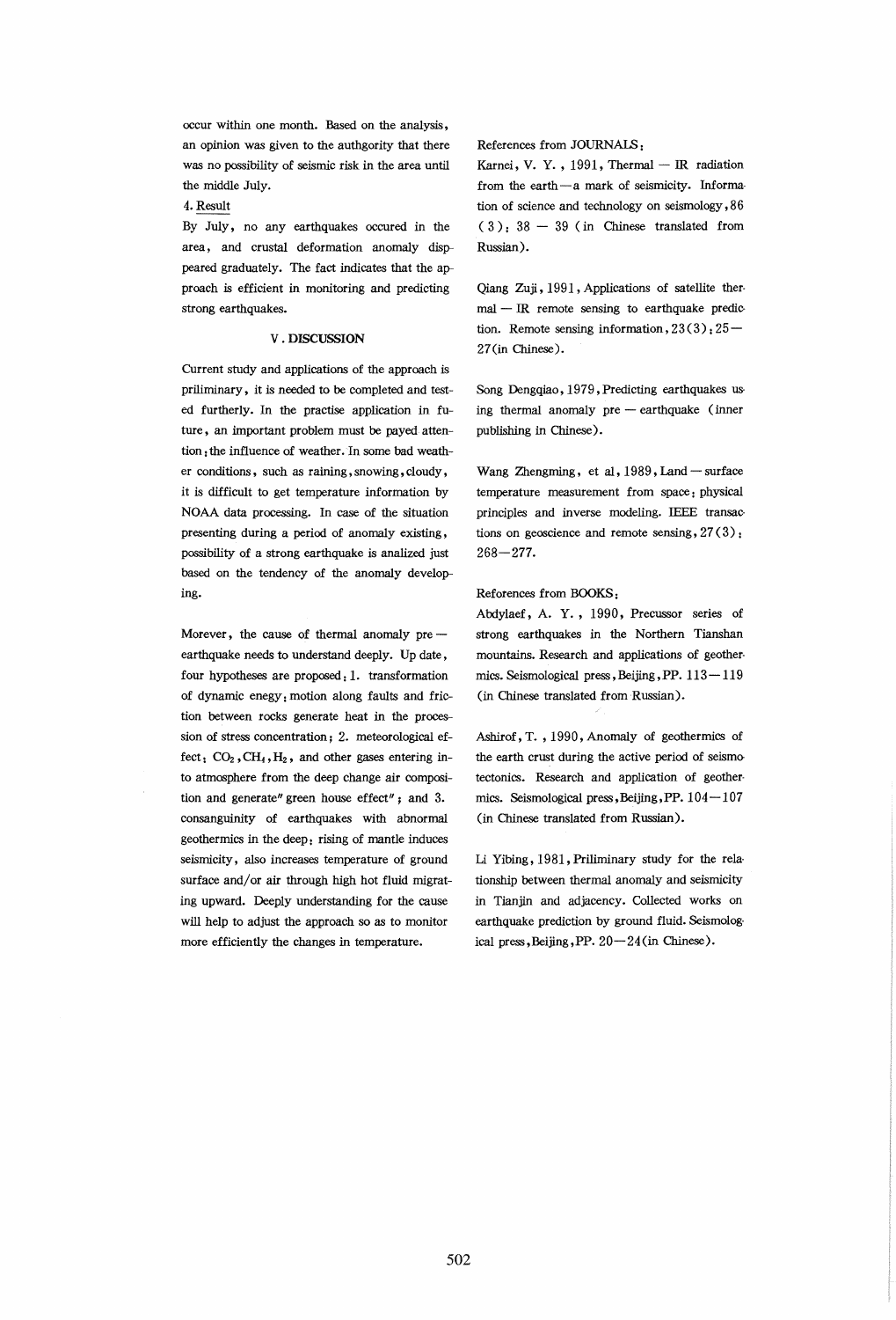occur within one month. Based on the analysis, an opinion was given to the authgority that there was no possibility of seismic risk in the area until the middle July.

4. Result

By July, no any earthquakes occured in the area, and crustal deformation anomaly disppeared graduately. The fact indicates that the approach is efficient in monitoring and predicting strong earthquakes.

## V. DISCUSSION

Current study and applications of the approach is priliminary, it is needed to be completed and tested furtherly. In the practise application in future, an important problem must be payed attention: the influence of weather. In some bad weather conditions, such as raining, snowing, cloudy, it is difficult to get temperature information by NOAA data processing. In case of the situation presenting during a period of anomaly existing, possibility of a strong earthquake is analized just based on the tendency of the anomaly developing.

Morever, the cause of thermal anomaly pre-earthquake needs to understand deeply. Up date, four hypotheses are proposed: 1. transformation of dynamic enegy: motion along faults and friction between rocks generate heat in the procession of stress concentration; 2. meteorological effect: $CO_2$, $CH_4$, $H_2$, and other gases entering into atmosphere from the deep change air composition and generate" green house effect"; and 3. consanguinity of earthquakes with abnormal geothermics in the deep: rising of mantle induces seismicity, also increases temperature of ground surface and/or air through high hot fluid migrating upward. Deeply understanding for the cause will help to adjust the approach so as to monitor more efficiently the changes in temperature.

References from JOURNALS:

Karnei, V. Y., 1991, Thermal — IR radiation from the earth — a mark of seismicity. Information of science and technology on seismology, 86 (3): 38 — 39 (in Chinese translated from Russian).

Qiang Zuji, 1991, Applications of satellite thermal — IR remote sensing to earthquake prediction. Remote sensing information, 23(3): 25—27(in Chinese).

Song Dengqiao, 1979, Predicting earthquakes using thermal anomaly pre — earthquake (inner publishing in Chinese).

Wang Zhengming, et al, 1989, Land — surface temperature measurement from space: physical principles and inverse modeling. IEEE transactions on geoscience and remote sensing, 27(3): 268—277.

References from BOOKS:

Abdylaef, A. Y., 1990, Precussor series of strong earthquakes in the Northern Tianshan mountains. Research and applications of geothermics. Seismological press, Beijing, PP. 113—119 (in Chinese translated from Russian).

Ashirof, T., 1990, Anomaly of geothermics of the earth crust during the active period of seismotectonics. Research and application of geothermics. Seismological press, Beijing, PP. 104—107 (in Chinese translated from Russian).

Li Yibing, 1981, Priliminary study for the relationship between thermal anomaly and seismicity in Tianjin and adjacency. Collected works on earthquake prediction by ground fluid. Seismological press, Beijing, PP. 20—24(in Chinese).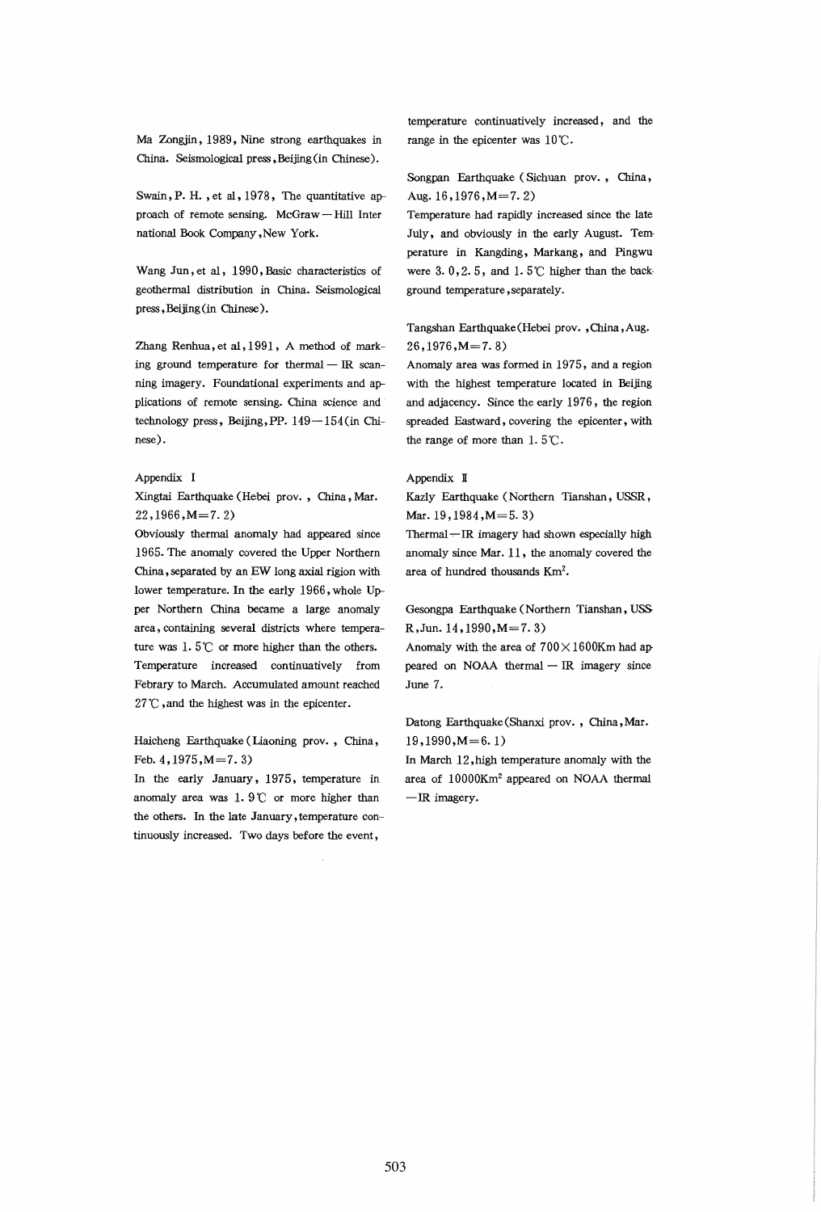Ma Zongjin, 1989, Nine strong earthquakes in China. Seismological press, Beijing (in Chinese).

Swain, P. H., et al, 1978, The quantitative approach of remote sensing. McGraw—Hill International Book Company, New York.

Wang Jun, et al, 1990, Basic characteristics of geothermal distribution in China. Seismological press, Beijing (in Chinese).

Zhang Renhua, et al, 1991, A method of marking ground temperature for thermal — IR scanning imagery. Foundational experiments and applications of remote sensing. China science and technology press, Beijing, PP. 149—154 (in Chinese).

## Appendix I

Xingtai Earthquake (Hebei prov., China, Mar. 22, 1966, M=7.2)

Obviously thermal anomaly had appeared since 1965. The anomaly covered the Upper Northern China, separated by an EW long axial rigion with lower temperature. In the early 1966, whole Upper Northern China became a large anomaly area, containing several districts where temperature was 1.5℃ or more higher than the others. Temperature increased continuatively from Febrary to March. Accumulated amount reached 27℃, and the highest was in the epicenter.

Haicheng Earthquake (Liaoning prov., China, Feb. 4, 1975, M=7.3)

In the early January, 1975, temperature in anomaly area was 1.9℃ or more higher than the others. In the late January, temperature continuously increased. Two days before the event, temperature continuatively increased, and the range in the epicenter was 10℃.

Songpan Earthquake (Sichuan prov., China, Aug. 16, 1976, M=7.2)

Temperature had rapidly increased since the late July, and obviously in the early August. Temperature in Kangding, Markang, and Pingwu were 3.0, 2.5, and 1.5℃ higher than the background temperature, separately.

Tangshan Earthquake (Hebei prov., China, Aug. 26, 1976, M=7.8)

Anomaly area was formed in 1975, and a region with the highest temperature located in Beijing and adjacency. Since the early 1976, the region spreaded Eastward, covering the epicenter, with the range of more than 1.5℃.

## Appendix II

Kazly Earthquake (Northern Tianshan, USSR, Mar. 19, 1984, M=5.3)

Thermal—IR imagery had shown especially high anomaly since Mar. 11, the anomaly covered the area of hundred thousands $Km^2$.

Gesongpa Earthquake (Northern Tianshan, USSR, Jun. 14, 1990, M=7.3)

Anomaly with the area of 700×1600Km had appeared on NOAA thermal — IR imagery since June 7.

Datong Earthquake (Shanxi prov., China, Mar. 19, 1990, M=6.1)

In March 12, high temperature anomaly with the area of $10000Km^2$ appeared on NOAA thermal —IR imagery.